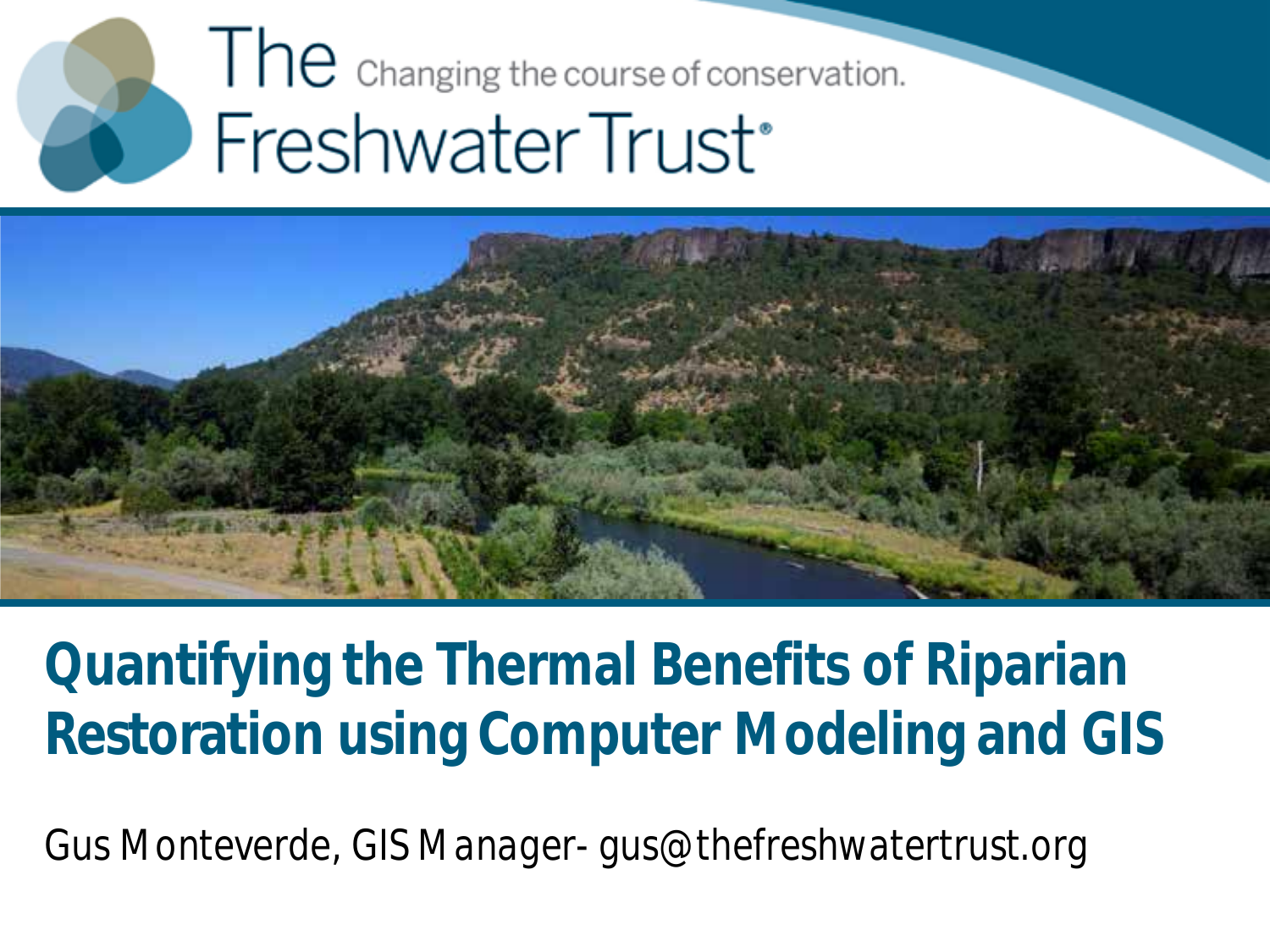The Freshwater Trust

Changing the course of conservation.

# Quantifying the Thermal Benefits of Riparian Restoration using Computer Modeling and GIS

Gus Monteverde, GIS Manager- gus@thefreshwatertrust.org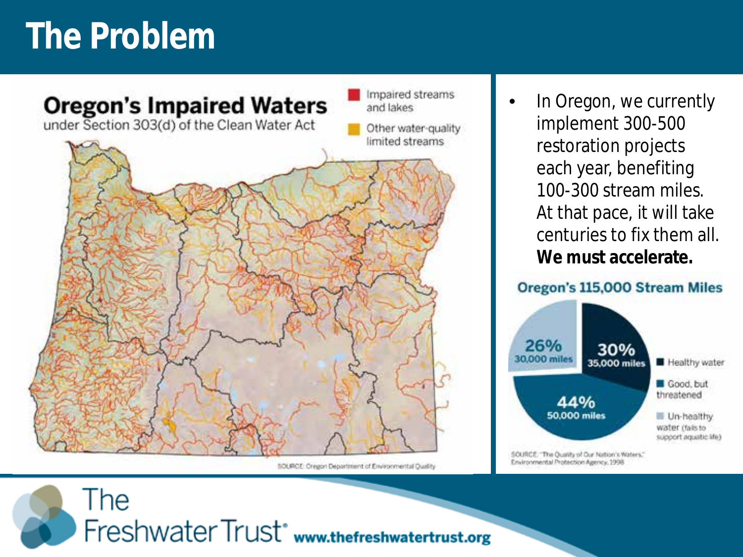# The Problem

## Oregon's Impaired Waters

under Section 303(d) of the Clean Water Act

- Impaired streams and lakes
- Other water-quality limited streams

SOURCE: Oregon Department of Environmental Quality

- In Oregon, we currently implement 300-500 restoration projects each year, benefiting 100-300 stream miles. At that pace, it will take centuries to fix them all. **We must accelerate.**

## Oregon's 115,000 Stream Miles

| Category | Percent | Miles |
| --- | --- | --- |
| Healthy water | 30% | 35,000 miles |
| Good, but threatened | 44% | 50,000 miles |
| Un-healthy water (fails to support aquatic life) | 26% | 30,000 miles |

SOURCE: "The Quality of Our Nation's Waters," Environmental Protection Agency, 1998

The Freshwater Trust® www.thefreshwatertrust.org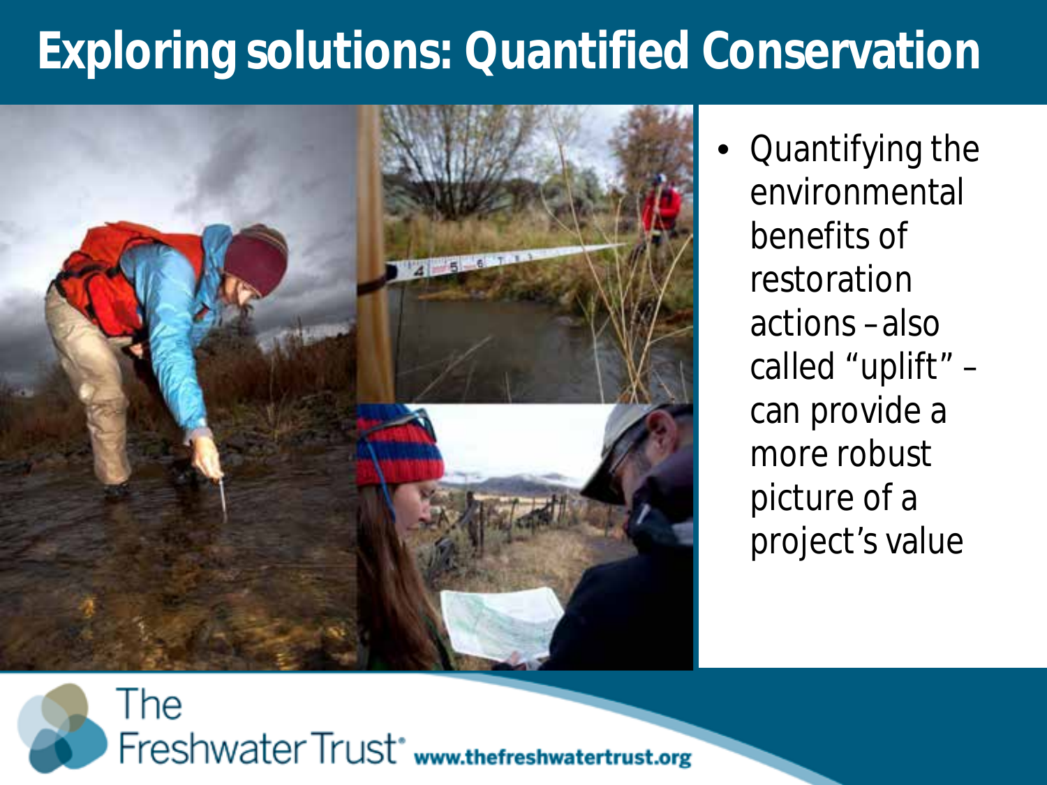# Exploring solutions: Quantified Conservation

- Quantifying the environmental benefits of restoration actions – also called "uplift" – can provide a more robust picture of a project's value

The Freshwater Trust www.thefreshwatertrust.org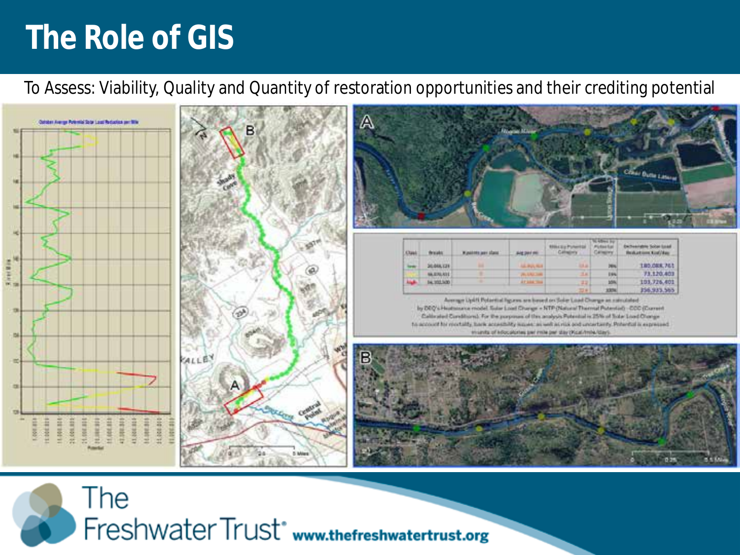# The Role of GIS

To Assess: Viability, Quality and Quantity of restoration opportunities and their crediting potential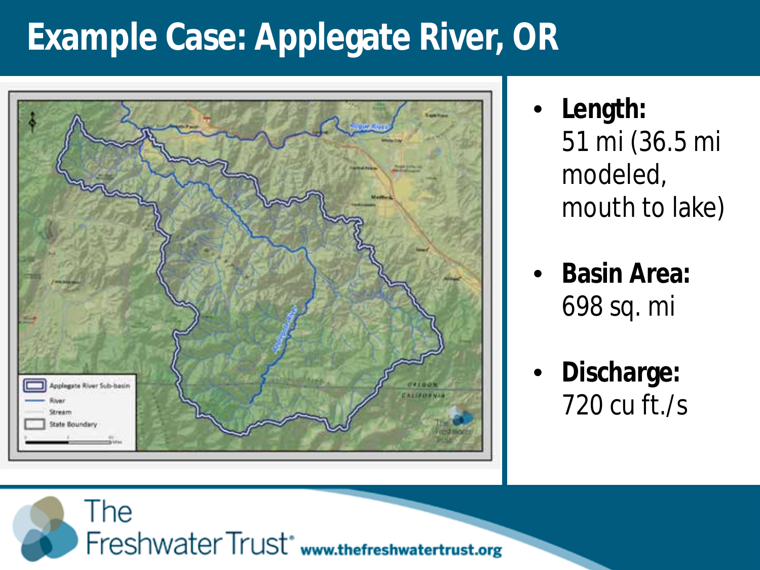# Example Case: Applegate River, OR

- **Length:** 51 mi (36.5 mi modeled, mouth to lake)
- **Basin Area:** 698 sq. mi
- **Discharge:** 720 cu ft./s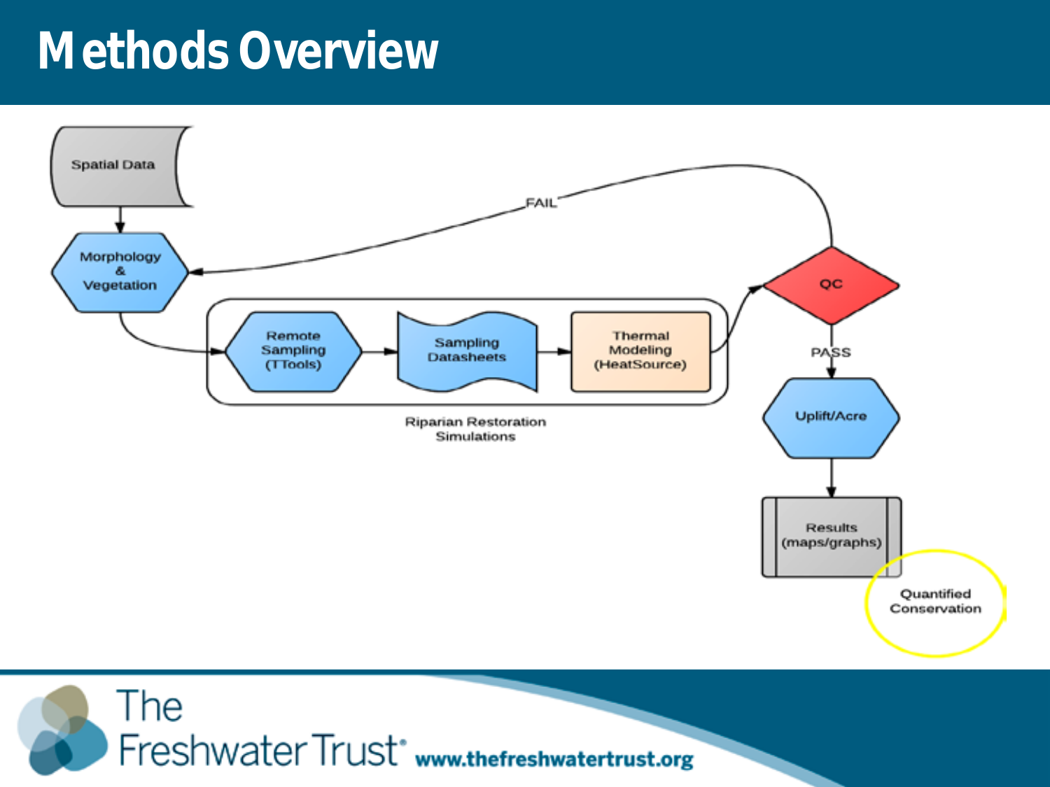# Methods Overview

Spatial Data

Morphology & Vegetation

Remote Sampling (TTools)

Sampling Datasheets

Thermal Modeling (HeatSource)

Riparian Restoration Simulations

QC

FAIL

PASS

Uplift/Acre

Results (maps/graphs)

Quantified Conservation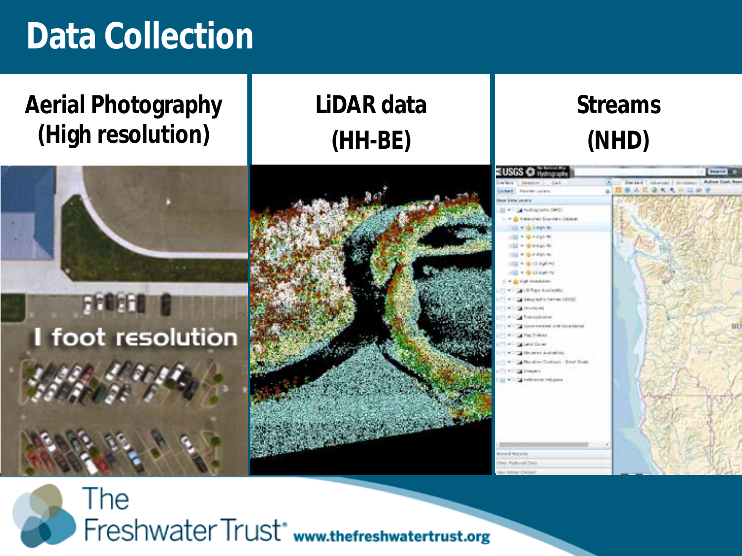# Data Collection

## Aerial Photography (High resolution)

I foot resolution

## LiDAR data (HH-BE)

## Streams (NHD)

The Freshwater Trust www.thefreshwatertrust.org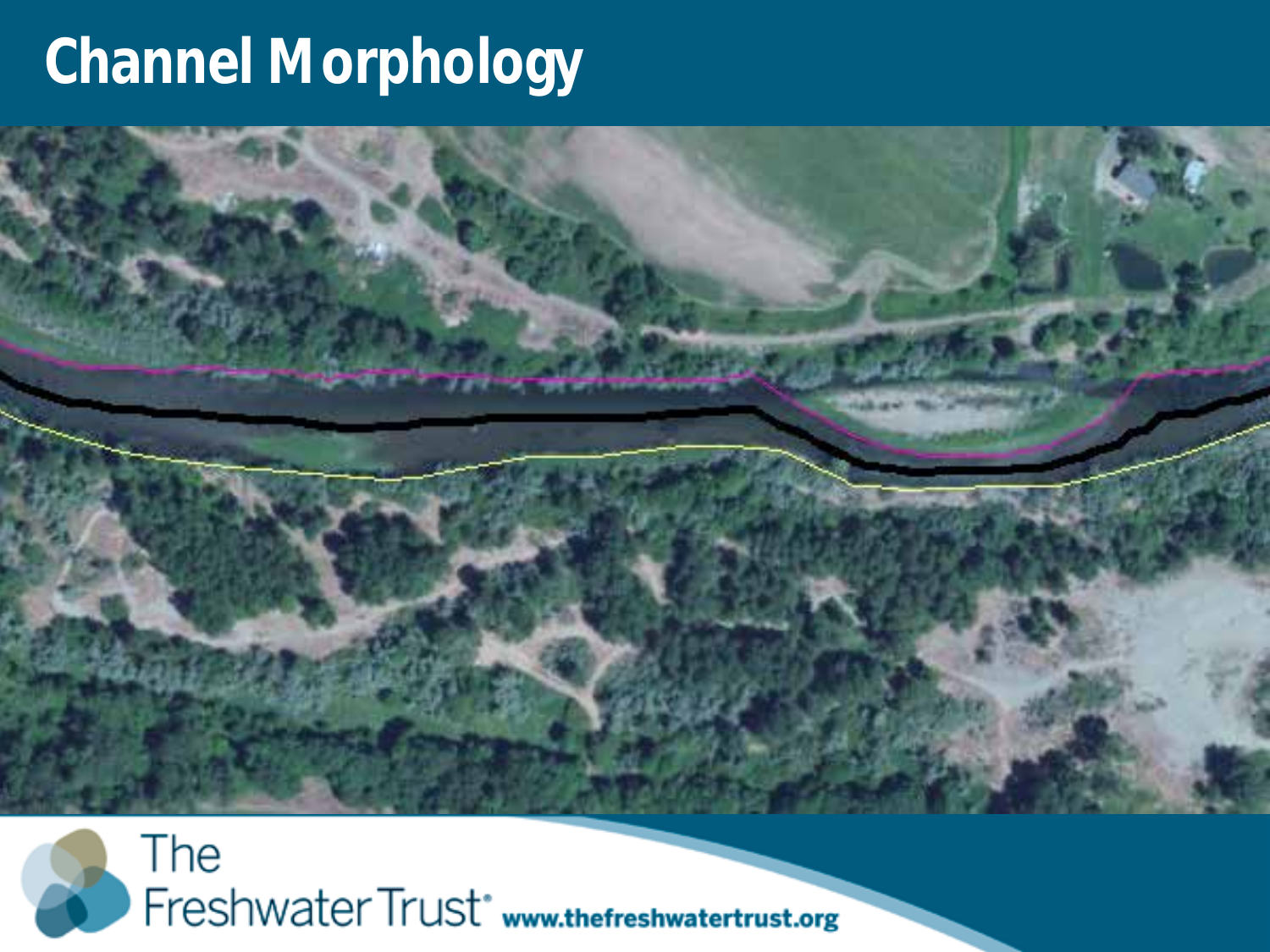# Channel Morphology

The Freshwater Trust www.thefreshwatertrust.org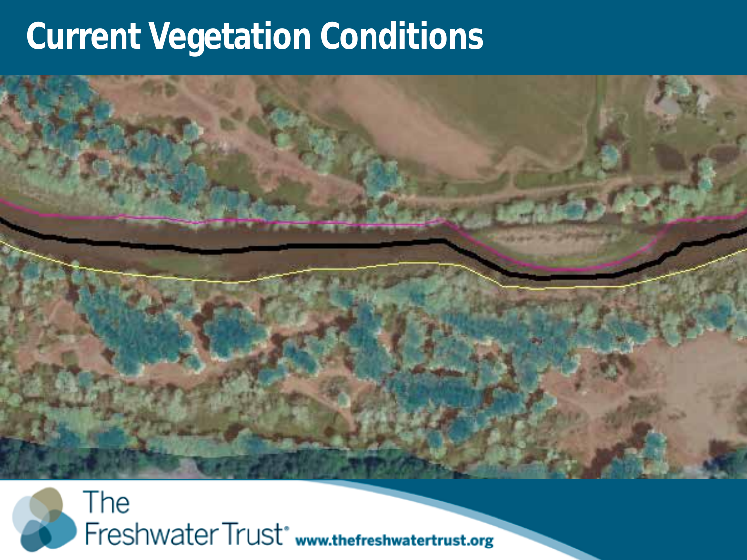# Current Vegetation Conditions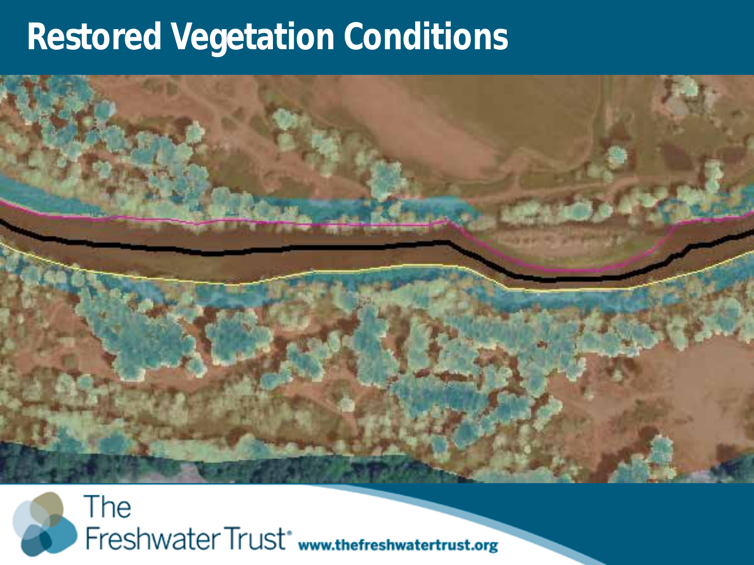# Restored Vegetation Conditions

The Freshwater Trust www.thefreshwatertrust.org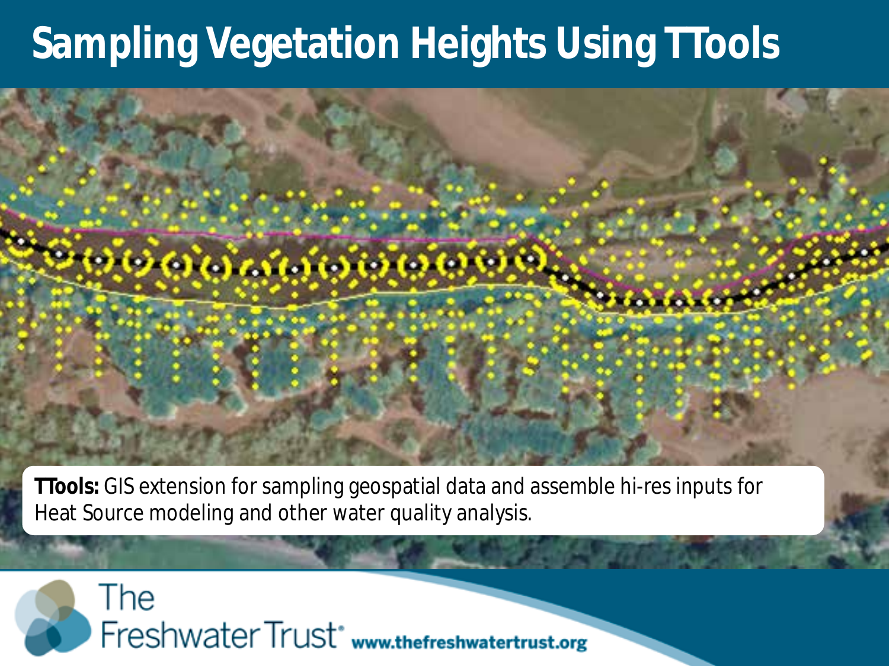# Sampling Vegetation Heights Using TTools

**TTools:** GIS extension for sampling geospatial data and assemble hi-res inputs for Heat Source modeling and other water quality analysis.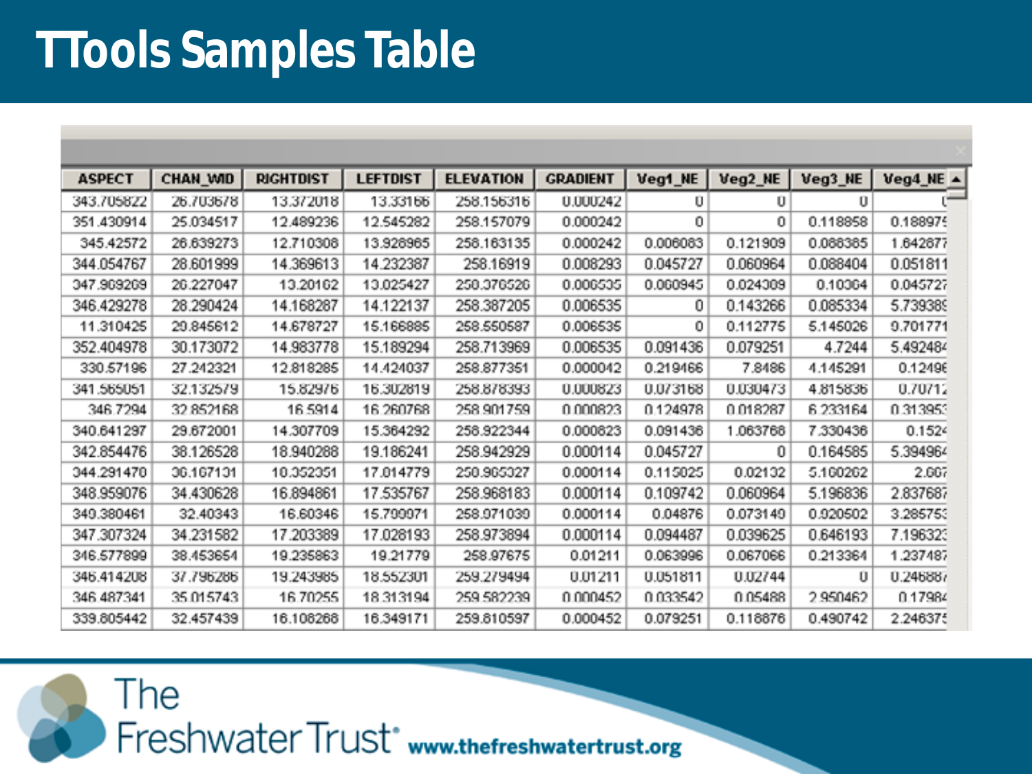# TTools Samples Table

| ASPECT | CHAN_WID | RIGHTDIST | LEFTDIST | ELEVATION | GRADIENT | Veg1_NE | Veg2_NE | Veg3_NE | Veg4_NE |
|---|---|---|---|---|---|---|---|---|---|
| 343.705822 | 26.703678 | 13.372018 | 13.33166 | 258.156316 | 0.000242 | 0 | 0 | 0 | 0 |
| 351.430914 | 25.034517 | 12.489236 | 12.545282 | 258.157079 | 0.000242 | 0 | 0 | 0.118858 | 0.188975 |
| 345.42572 | 26.639273 | 12.710308 | 13.928965 | 258.163135 | 0.000242 | 0.006083 | 0.121909 | 0.088365 | 1.642877 |
| 344.054767 | 28.601999 | 14.369613 | 14.232387 | 258.16919 | 0.008293 | 0.045727 | 0.060964 | 0.088404 | 0.051811 |
| 347.969269 | 26.227047 | 13.20162 | 13.025427 | 258.376526 | 0.006535 | 0.060945 | 0.024309 | 0.10364 | 0.045727 |
| 346.429278 | 28.290424 | 14.168287 | 14.122137 | 258.387205 | 0.006535 | 0 | 0.143266 | 0.085334 | 5.739389 |
| 11.310425 | 29.845612 | 14.678727 | 15.166885 | 258.550587 | 0.006535 | 0 | 0.112775 | 5.145026 | 9.701771 |
| 352.404978 | 30.173072 | 14.983778 | 15.189294 | 258.713969 | 0.006535 | 0.091436 | 0.079251 | 4.7244 | 5.492484 |
| 330.57196 | 27.242321 | 12.818285 | 14.424037 | 258.877351 | 0.000042 | 0.219466 | 7.8486 | 4.145291 | 0.12496 |
| 341.565051 | 32.132579 | 15.82976 | 16.302819 | 258.878393 | 0.000823 | 0.073168 | 0.030473 | 4.815836 | 0.70712 |
| 346.7294 | 32.852168 | 16.5914 | 16.260768 | 258.901759 | 0.000823 | 0.124978 | 0.018287 | 6.233164 | 0.313953 |
| 340.641297 | 29.672001 | 14.307709 | 15.364292 | 258.922344 | 0.000823 | 0.091436 | 1.063768 | 7.330436 | 0.1524 |
| 342.854476 | 38.126528 | 18.940288 | 19.186241 | 258.942929 | 0.000114 | 0.045727 | 0 | 0.164585 | 5.394964 |
| 344.291470 | 36.167131 | 18.352351 | 17.814779 | 258.965327 | 0.000114 | 0.115025 | 0.02132 | 5.160262 | 2.687 |
| 348.959076 | 34.430628 | 16.894861 | 17.535767 | 258.968183 | 0.000114 | 0.109742 | 0.060964 | 5.196836 | 2.837687 |
| 349.380461 | 32.40343 | 16.60346 | 15.799971 | 258.971039 | 0.000114 | 0.04876 | 0.073149 | 0.920502 | 3.285753 |
| 347.307324 | 34.231582 | 17.203389 | 17.028193 | 258.973894 | 0.000114 | 0.094487 | 0.039625 | 0.646193 | 7.196323 |
| 346.577899 | 38.453654 | 19.235863 | 19.21779 | 258.97675 | 0.01211 | 0.063996 | 0.067066 | 0.213364 | 1.237487 |
| 346.414208 | 37.796286 | 19.243985 | 18.552301 | 259.279494 | 0.01211 | 0.051811 | 0.02744 | 0 | 0.246887 |
| 346.487341 | 35.015743 | 16.70255 | 18.313194 | 259.582239 | 0.000452 | 0.033542 | 0.05488 | 2.950462 | 0.17984 |
| 339.805442 | 32.457439 | 16.108268 | 16.349171 | 259.810597 | 0.000452 | 0.079251 | 0.118876 | 0.490742 | 2.246375 |

The Freshwater Trust www.thefreshwatertrust.org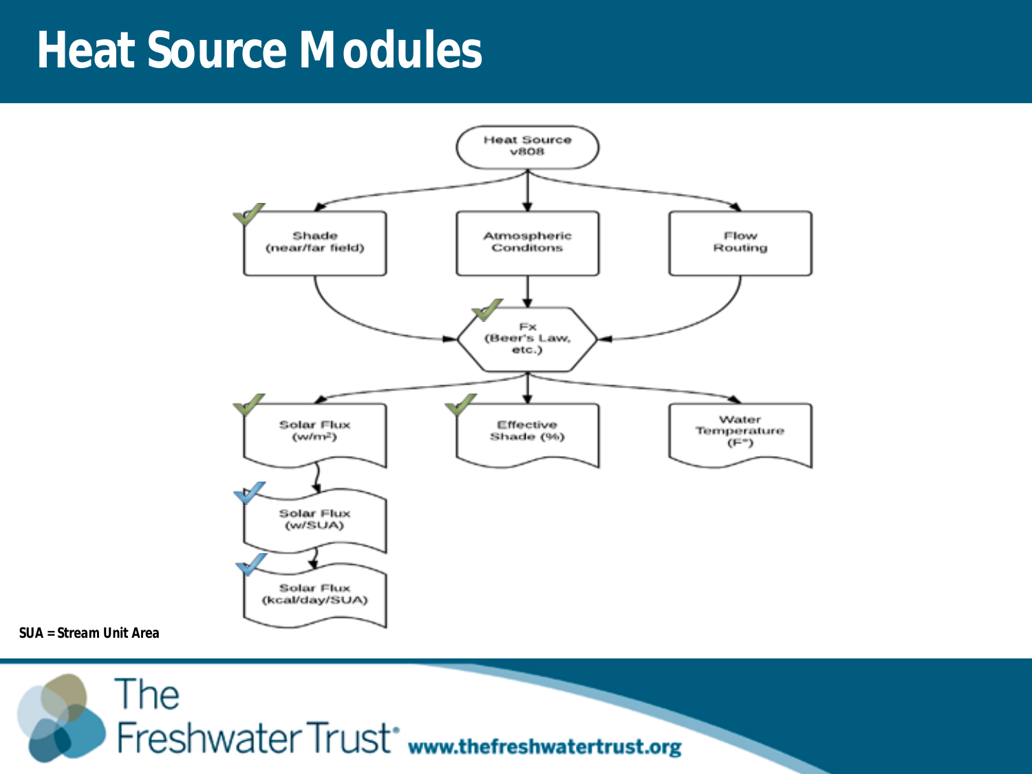# Heat Source Modules

Heat Source v808

Shade (near/far field)

Atmospheric Conditons

Flow Routing

Fx (Beer's Law, etc.)

Solar Flux (w/m²)

Effective Shade (%)

Water Temperature (F°)

Solar Flux (w/SUA)

Solar Flux (kcal/day/SUA)

**SUA = Stream Unit Area**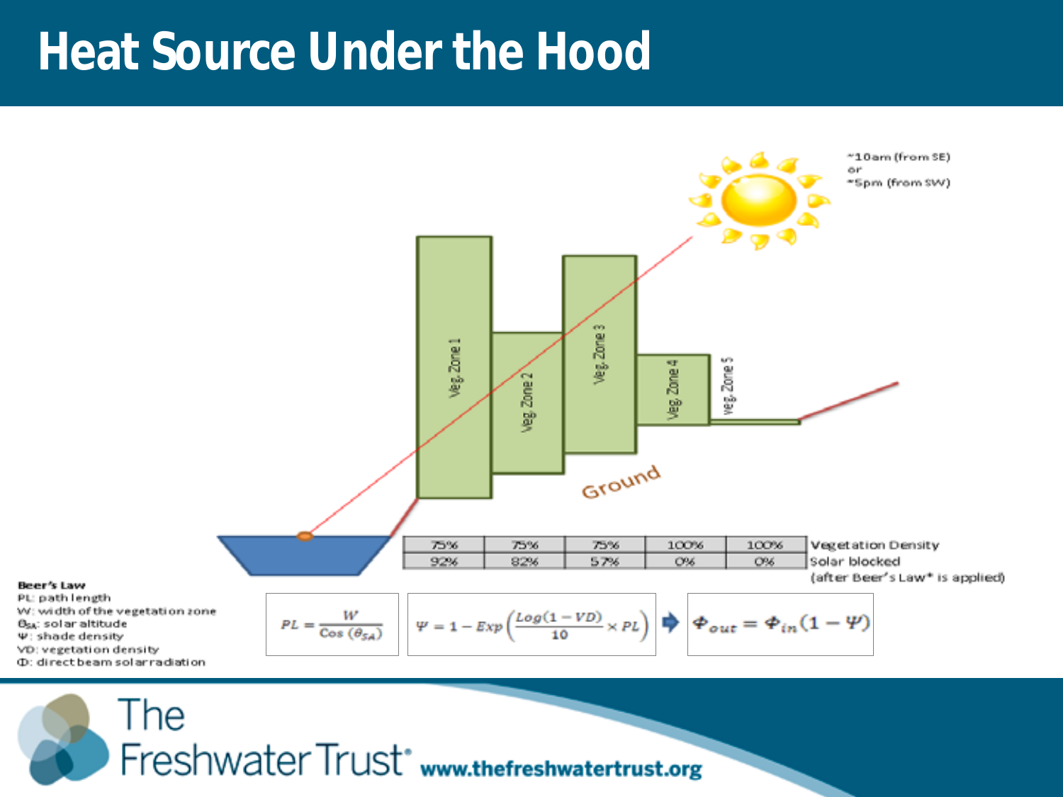# Heat Source Under the Hood

~10am (from SE)
or
~5pm (from SW)

Veg. Zone 1 | Veg. Zone 2 | Veg. Zone 3 | Veg. Zone 4 | Veg. Zone 5

Ground

| 75% | 75% | 75% | 100% | 100% | Vegetation Density |
|---|---|---|---|---|---|
| 92% | 82% | 57% | 0% | 0% | Solar blocked (after Beer's Law* is applied) |

**Beer's Law**
PL: path length
W: width of the vegetation zone
$\theta_{SA}$: solar altitude
$\Psi$: shade density
VD: vegetation density
$\Phi$: direct beam solar radiation

$$PL = \frac{W}{\cos(\theta_{SA})}$$

$$\Psi = 1 - Exp\left(\frac{Log(1 - VD)}{10} \times PL\right)$$

$$\Phi_{out} = \Phi_{in}(1 - \Psi)$$

The Freshwater Trust www.thefreshwatertrust.org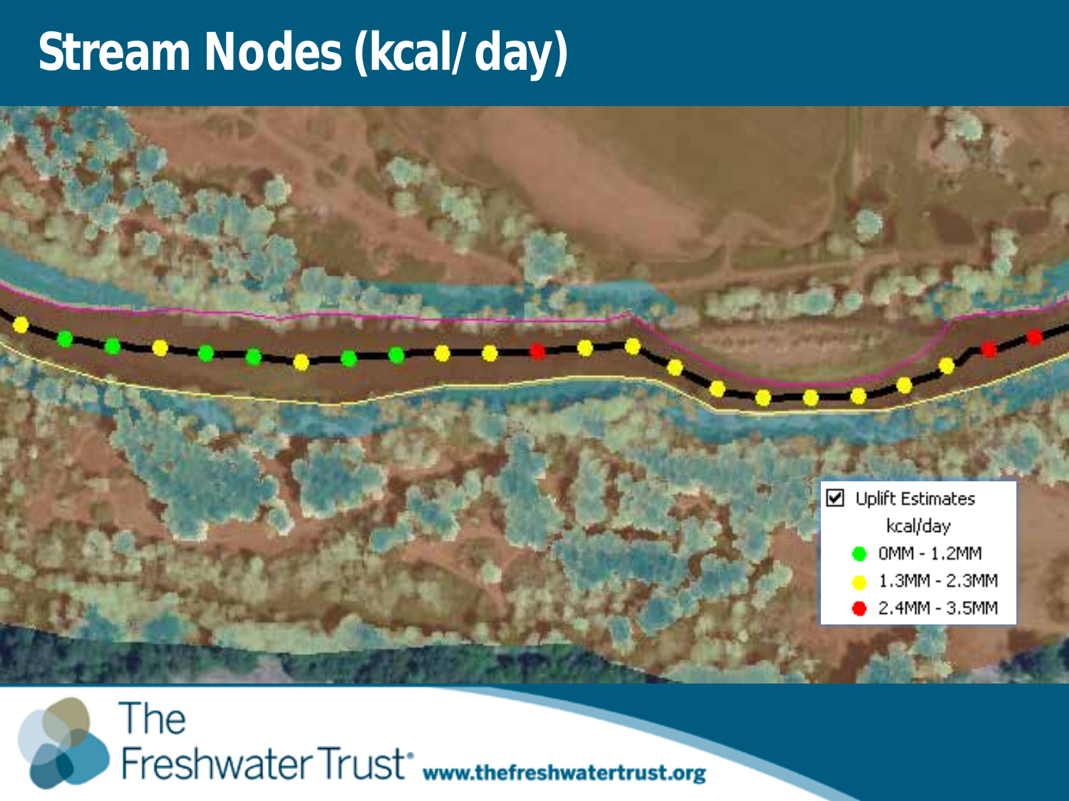# Stream Nodes (kcal/day)

Uplift Estimates
kcal/day

- 0MM - 1.2MM
- 1.3MM - 2.3MM
- 2.4MM - 3.5MM

The Freshwater Trust www.thefreshwatertrust.org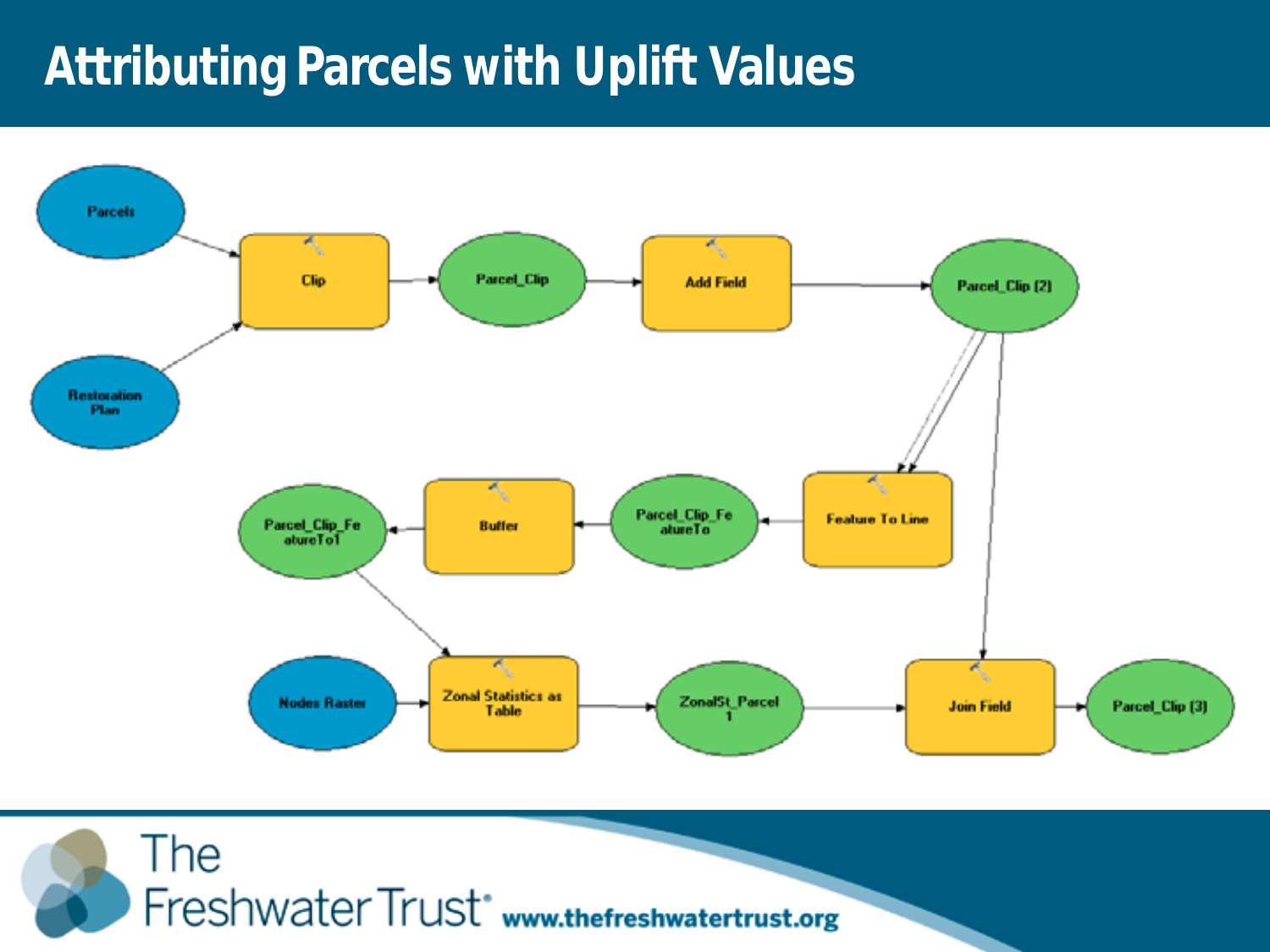# Attributing Parcels with Uplift Values

Parcels

Restoration Plan

Clip

Parcel_Clip

Add Field

Parcel_Clip (2)

Feature To Line

Parcel_Clip_FeatureTo

Buffer

Parcel_Clip_FeatureTo1

Nodes Raster

Zonal Statistics as Table

ZonalSt_Parcel1

Join Field

Parcel_Clip (3)

The Freshwater Trust www.thefreshwatertrust.org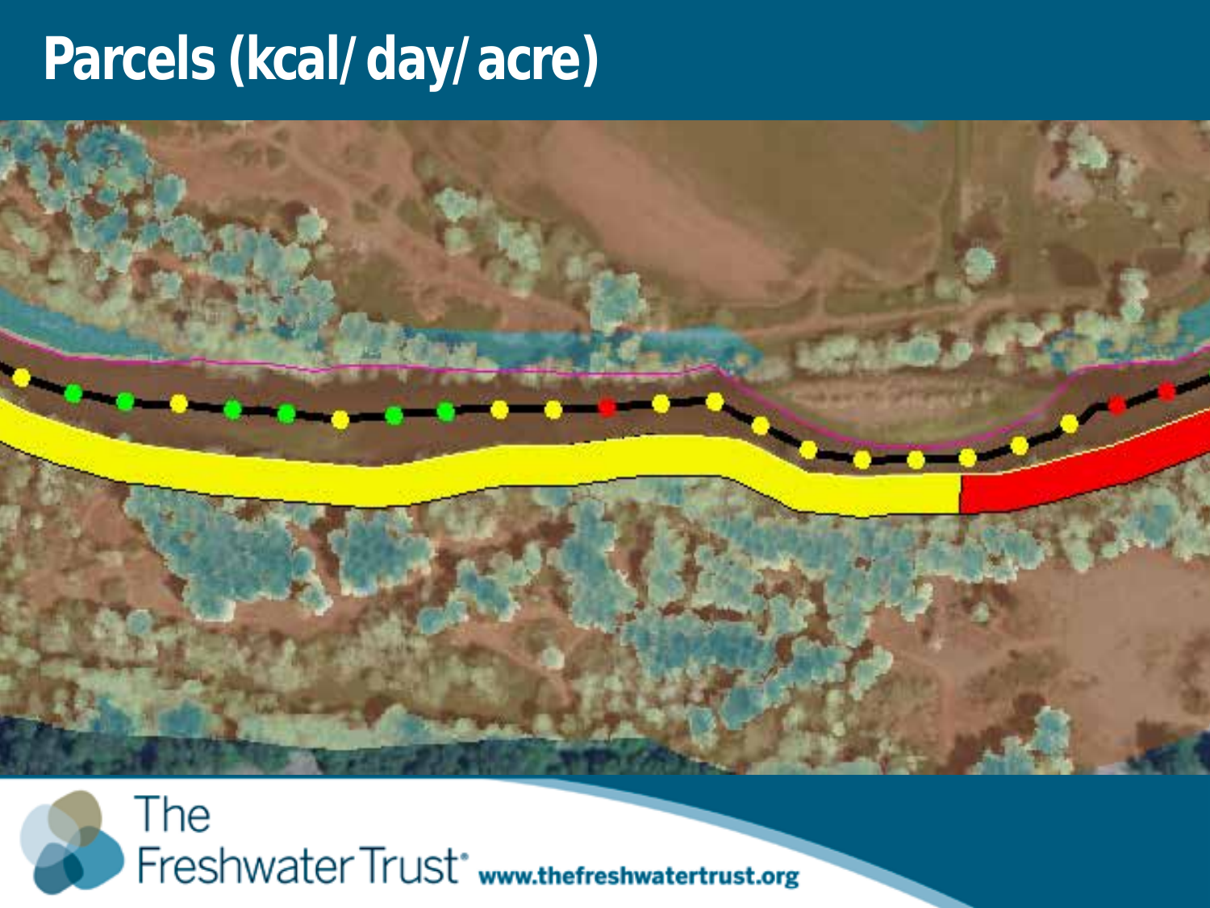# Parcels (kcal/ day/ acre)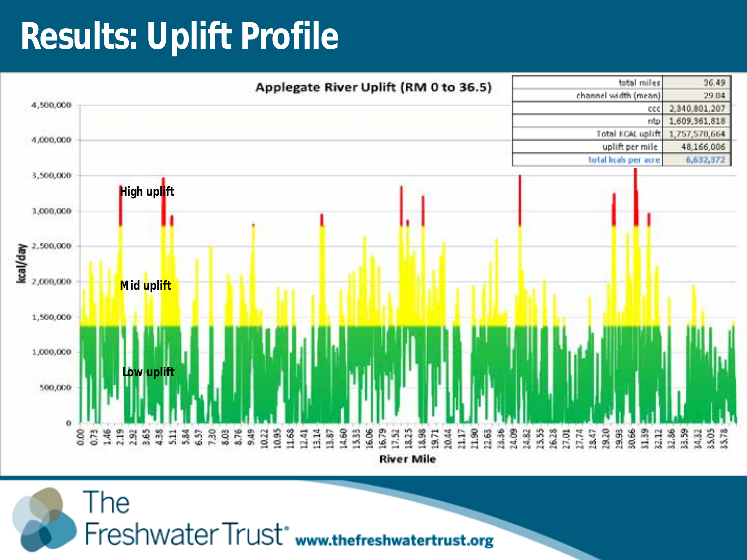# Results: Uplift Profile

**Applegate River Uplift (RM 0 to 36.5)**

| | |
|---|---|
| total miles | 36.49 |
| channel width (mean) | 29.04 |
| ccc | 2,340,801,207 |
| ntp | 1,609,361,818 |
| Total KCAL uplift | 1,757,578,664 |
| uplift per mile | 48,166,006 |
| total kcals per acre | 6,632,372 |

High uplift

Mid uplift

Low uplift

kcal/day

River Mile

The Freshwater Trust www.thefreshwatertrust.org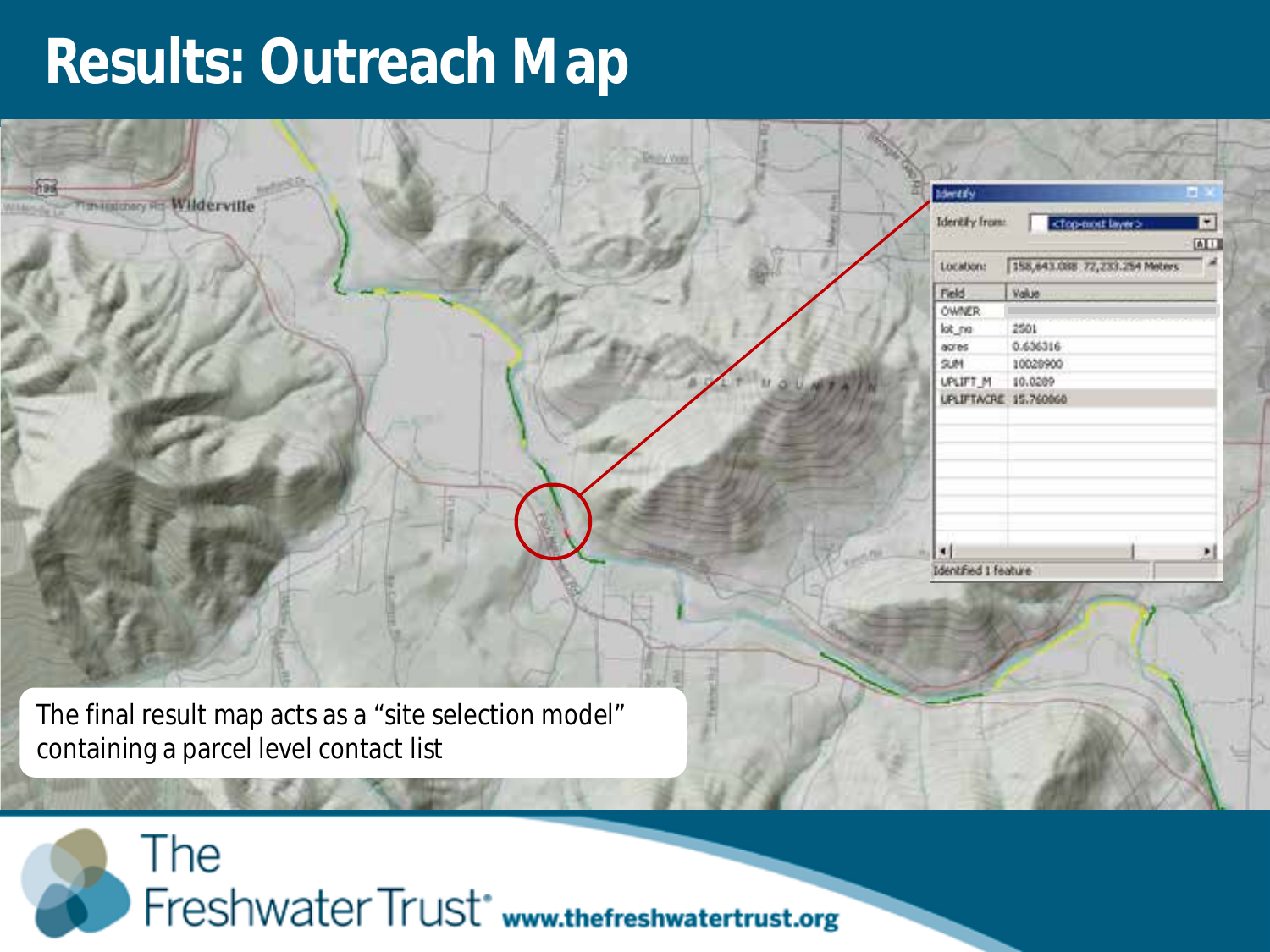# Results: Outreach Map

The final result map acts as a "site selection model" containing a parcel level contact list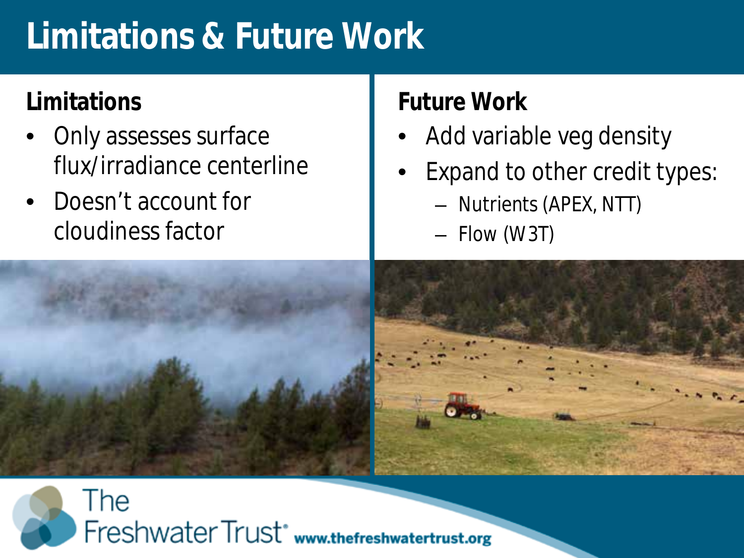# Limitations & Future Work

## Limitations

- Only assesses surface flux/irradiance centerline
- Doesn't account for cloudiness factor

## Future Work

- Add variable veg density
- Expand to other credit types:
  - Nutrients (APEX, NTT)
  - Flow (W3T)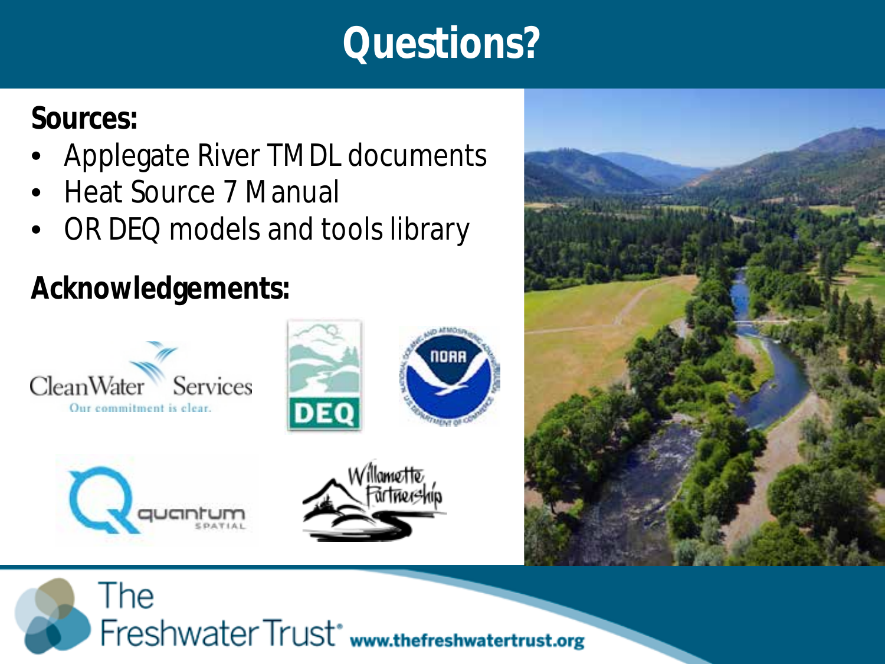# Questions?

**Sources:**

- Applegate River TMDL documents
- Heat Source 7 Manual
- OR DEQ models and tools library

**Acknowledgements:**